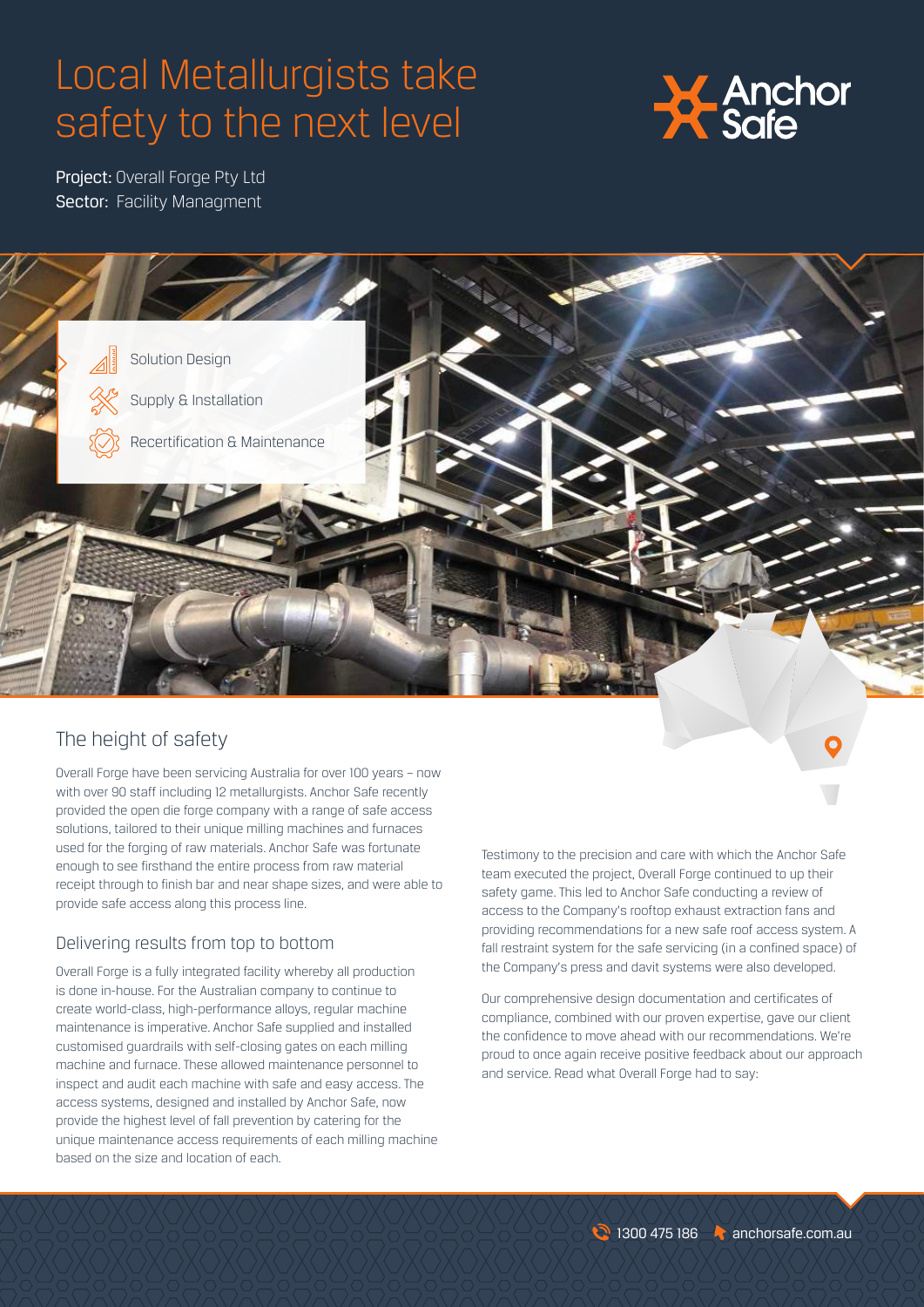# Local Metallurgists take safety to the next level

Anchor Safe

**Project:** Overall Forge Pty Ltd
**Sector:** Facility Managment

- Solution Design
- Supply & Installation
- Recertification & Maintenance

## The height of safety

Overall Forge have been servicing Australia for over 100 years – now with over 90 staff including 12 metallurgists. Anchor Safe recently provided the open die forge company with a range of safe access solutions, tailored to their unique milling machines and furnaces used for the forging of raw materials. Anchor Safe was fortunate enough to see firsthand the entire process from raw material receipt through to finish bar and near shape sizes, and were able to provide safe access along this process line.

### Delivering results from top to bottom

Overall Forge is a fully integrated facility whereby all production is done in-house. For the Australian company to continue to create world-class, high-performance alloys, regular machine maintenance is imperative. Anchor Safe supplied and installed customised guardrails with self-closing gates on each milling machine and furnace. These allowed maintenance personnel to inspect and audit each machine with safe and easy access. The access systems, designed and installed by Anchor Safe, now provide the highest level of fall prevention by catering for the unique maintenance access requirements of each milling machine based on the size and location of each.

Testimony to the precision and care with which the Anchor Safe team executed the project, Overall Forge continued to up their safety game. This led to Anchor Safe conducting a review of access to the Company's rooftop exhaust extraction fans and providing recommendations for a new safe roof access system. A fall restraint system for the safe servicing (in a confined space) of the Company's press and davit systems were also developed.

Our comprehensive design documentation and certificates of compliance, combined with our proven expertise, gave our client the confidence to move ahead with our recommendations. We're proud to once again receive positive feedback about our approach and service. Read what Overall Forge had to say:

1300 475 186 anchorsafe.com.au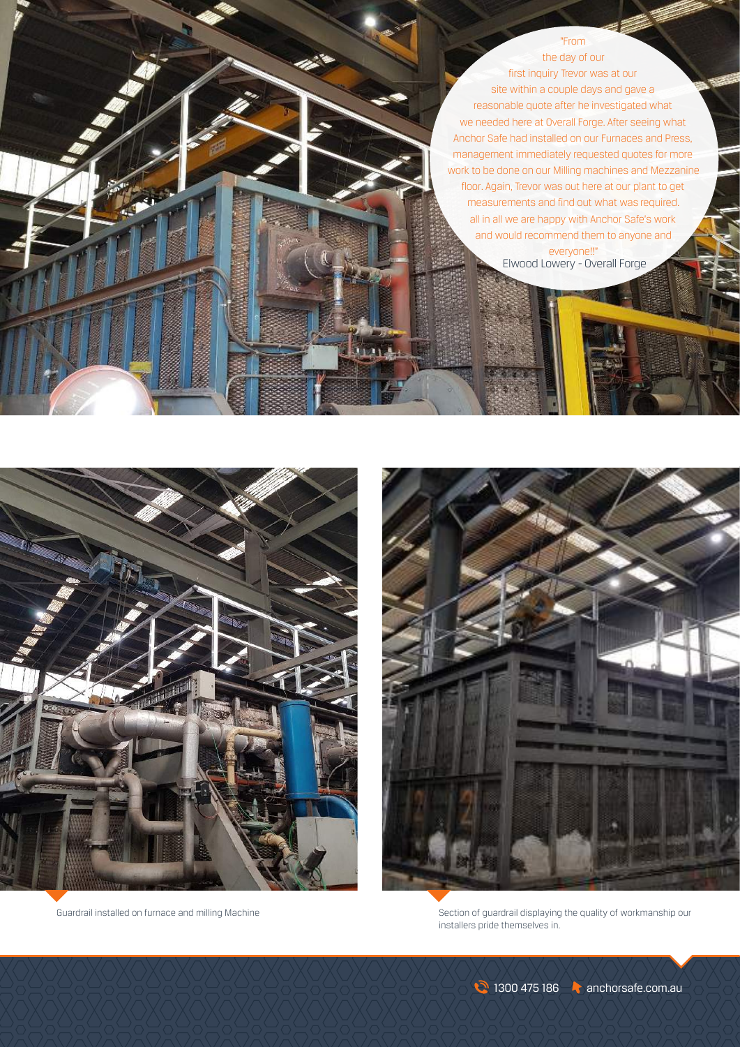"From the day of our first inquiry Trevor was at our site within a couple days and gave a reasonable quote after he investigated what we needed here at Overall Forge. After seeing what Anchor Safe had installed on our Furnaces and Press, management immediately requested quotes for more work to be done on our Milling machines and Mezzanine floor. Again, Trevor was out here at our plant to get measurements and find out what was required. all in all we are happy with Anchor Safe's work and would recommend them to anyone and everyone!!"

Elwood Lowery - Overall Forge

Guardrail installed on furnace and milling Machine

Section of guardrail displaying the quality of workmanship our installers pride themselves in.

1300 475 186 anchorsafe.com.au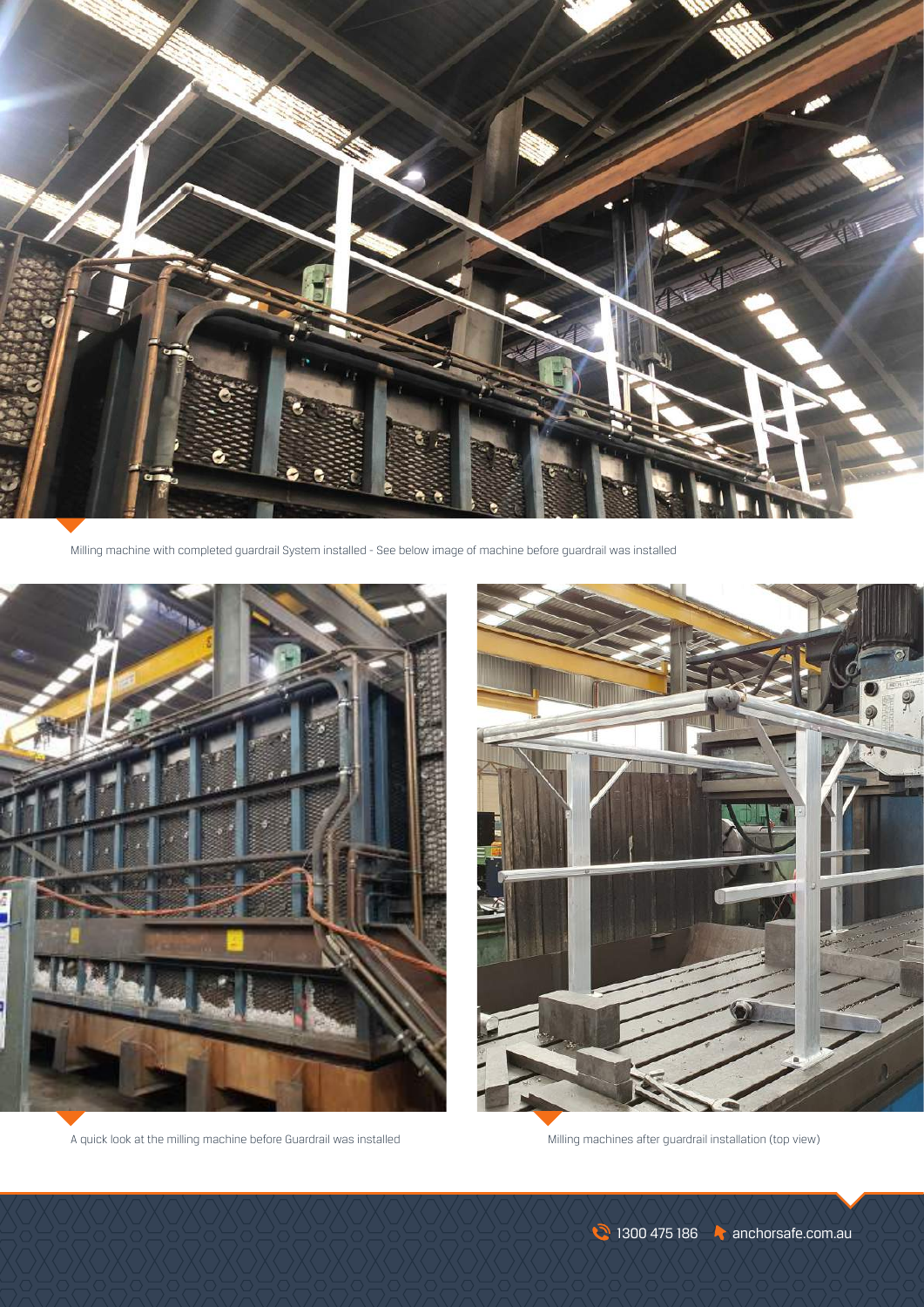Milling machine with completed guardrail System installed - See below image of machine before guardrail was installed

A quick look at the milling machine before Guardrail was installed

Milling machines after guardrail installation (top view)

1300 475 186 anchorsafe.com.au